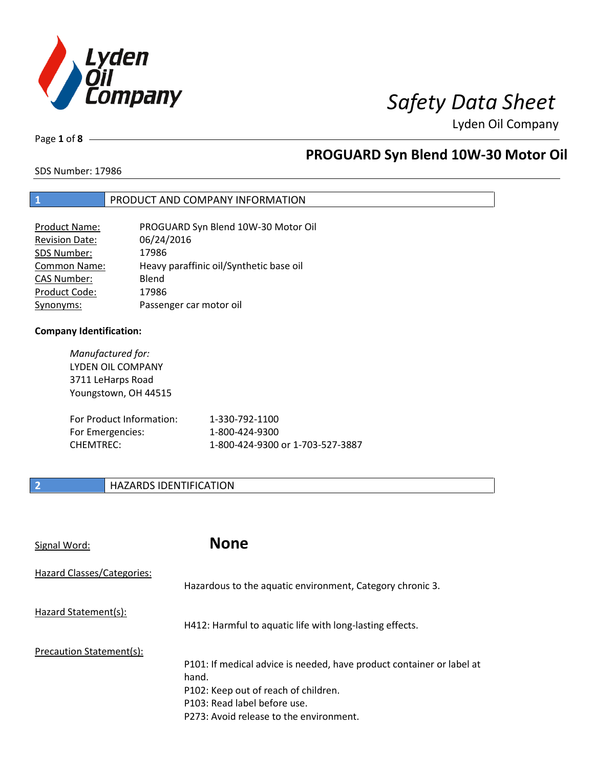# PROGUARD Syn Blend 10W-30 Motor Oil

SDS Number: 17986

## 1 PRODUCT AND COMPANY INFORMATION

| | |
|---|---|
| Product Name: | PROGUARD Syn Blend 10W-30 Motor Oil |
| Revision Date: | 06/24/2016 |
| SDS Number: | 17986 |
| Common Name: | Heavy paraffinic oil/Synthetic base oil |
| CAS Number: | Blend |
| Product Code: | 17986 |
| Synonyms: | Passenger car motor oil |

**Company Identification:**

*Manufactured for:*
LYDEN OIL COMPANY
3711 LeHarps Road
Youngstown, OH 44515

| | |
|---|---|
| For Product Information: | 1-330-792-1100 |
| For Emergencies: | 1-800-424-9300 |
| CHEMTREC: | 1-800-424-9300 or 1-703-527-3887 |

## 2 HAZARDS IDENTIFICATION

Signal Word: **None**

Hazard Classes/Categories:

Hazardous to the aquatic environment, Category chronic 3.

Hazard Statement(s):

H412: Harmful to aquatic life with long-lasting effects.

Precaution Statement(s):

P101: If medical advice is needed, have product container or label at hand.
P102: Keep out of reach of children.
P103: Read label before use.
P273: Avoid release to the environment.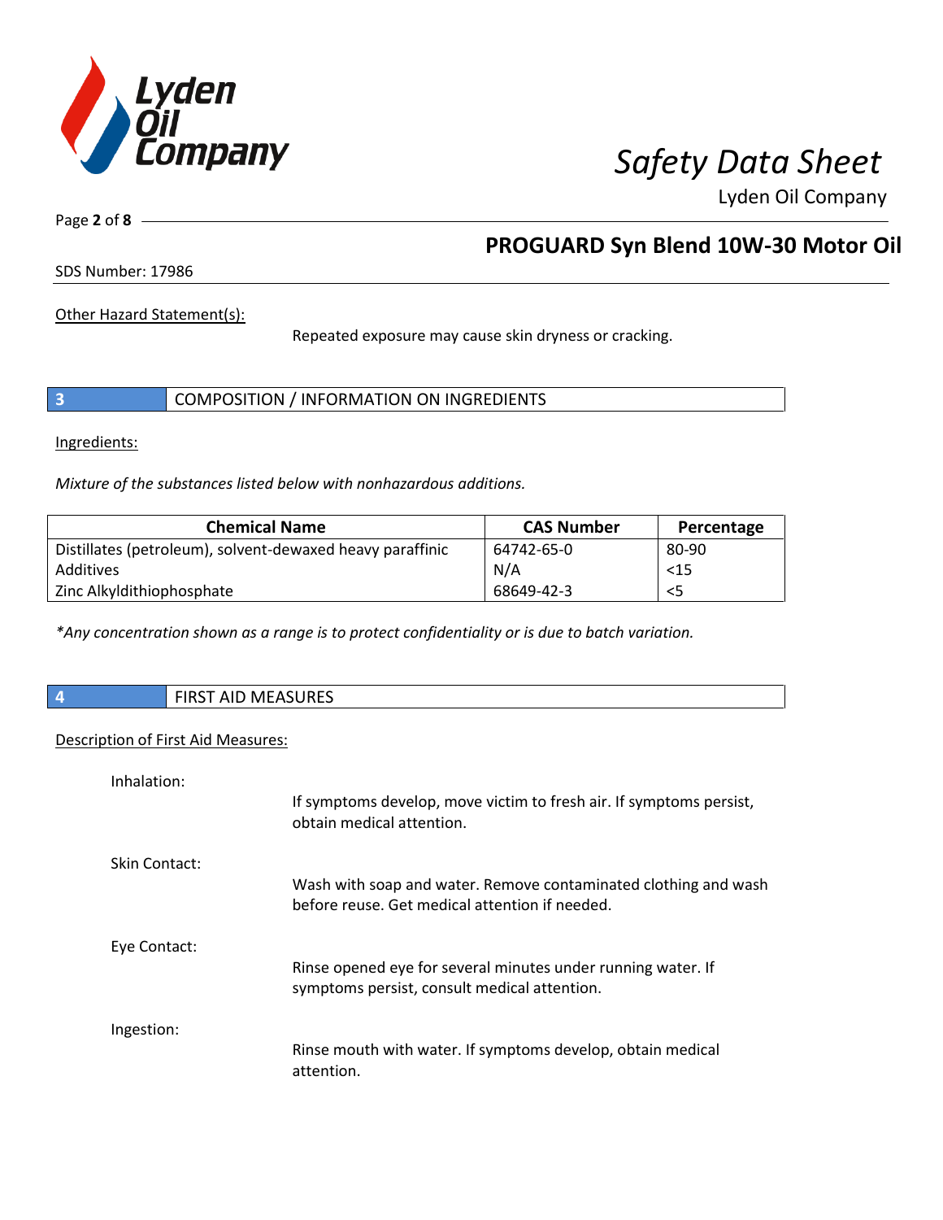Other Hazard Statement(s):

Repeated exposure may cause skin dryness or cracking.

## 3 COMPOSITION / INFORMATION ON INGREDIENTS

Ingredients:

*Mixture of the substances listed below with nonhazardous additions.*

| Chemical Name | CAS Number | Percentage |
|---|---|---|
| Distillates (petroleum), solvent-dewaxed heavy paraffinic | 64742-65-0 | 80-90 |
| Additives | N/A | <15 |
| Zinc Alkyldithiophosphate | 68649-42-3 | <5 |

*\*Any concentration shown as a range is to protect confidentiality or is due to batch variation.*

## 4 FIRST AID MEASURES

Description of First Aid Measures:

Inhalation:

If symptoms develop, move victim to fresh air. If symptoms persist, obtain medical attention.

Skin Contact:

Wash with soap and water. Remove contaminated clothing and wash before reuse. Get medical attention if needed.

Eye Contact:

Rinse opened eye for several minutes under running water. If symptoms persist, consult medical attention.

Ingestion:

Rinse mouth with water. If symptoms develop, obtain medical attention.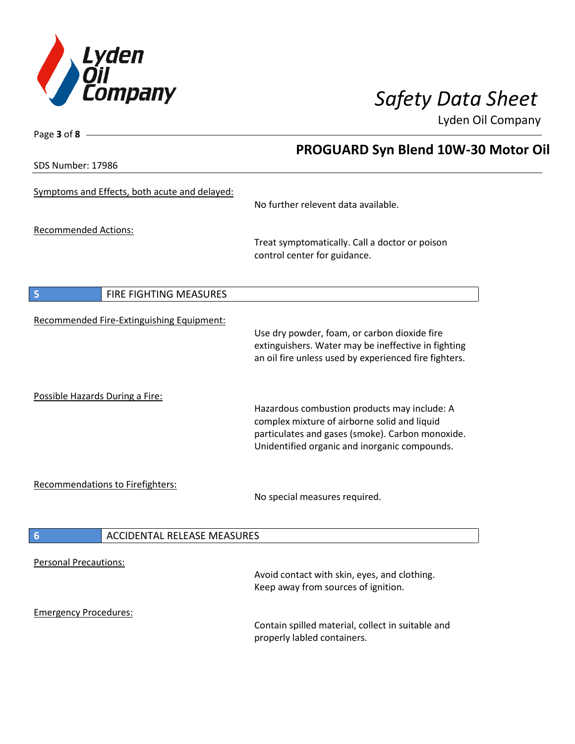Symptoms and Effects, both acute and delayed:

No further relevent data available.

Recommended Actions:

Treat symptomatically. Call a doctor or poison control center for guidance.

## 5 FIRE FIGHTING MEASURES

Recommended Fire-Extinguishing Equipment:

Use dry powder, foam, or carbon dioxide fire extinguishers. Water may be ineffective in fighting an oil fire unless used by experienced fire fighters.

Possible Hazards During a Fire:

Hazardous combustion products may include: A complex mixture of airborne solid and liquid particulates and gases (smoke). Carbon monoxide. Unidentified organic and inorganic compounds.

Recommendations to Firefighters:

No special measures required.

## 6 ACCIDENTAL RELEASE MEASURES

Personal Precautions:

Avoid contact with skin, eyes, and clothing. Keep away from sources of ignition.

Emergency Procedures:

Contain spilled material, collect in suitable and properly labled containers.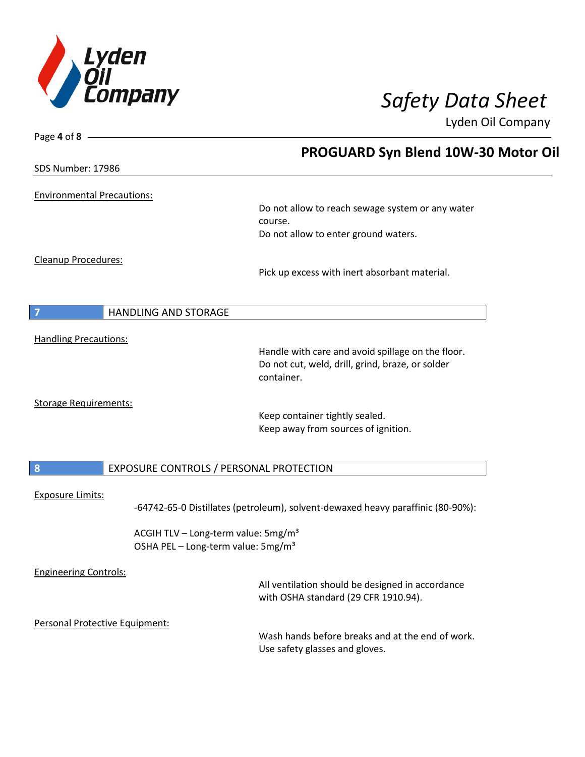SDS Number: 17986

**Environmental Precautions:**

Do not allow to reach sewage system or any water course.
Do not allow to enter ground waters.

**Cleanup Procedures:**

Pick up excess with inert absorbant material.

## 7 HANDLING AND STORAGE

**Handling Precautions:**

Handle with care and avoid spillage on the floor.
Do not cut, weld, drill, grind, braze, or solder container.

**Storage Requirements:**

Keep container tightly sealed.
Keep away from sources of ignition.

## 8 EXPOSURE CONTROLS / PERSONAL PROTECTION

**Exposure Limits:**

-64742-65-0 Distillates (petroleum), solvent-dewaxed heavy paraffinic (80-90%):

ACGIH TLV – Long-term value: 5mg/m³
OSHA PEL – Long-term value: 5mg/m³

**Engineering Controls:**

All ventilation should be designed in accordance with OSHA standard (29 CFR 1910.94).

**Personal Protective Equipment:**

Wash hands before breaks and at the end of work.
Use safety glasses and gloves.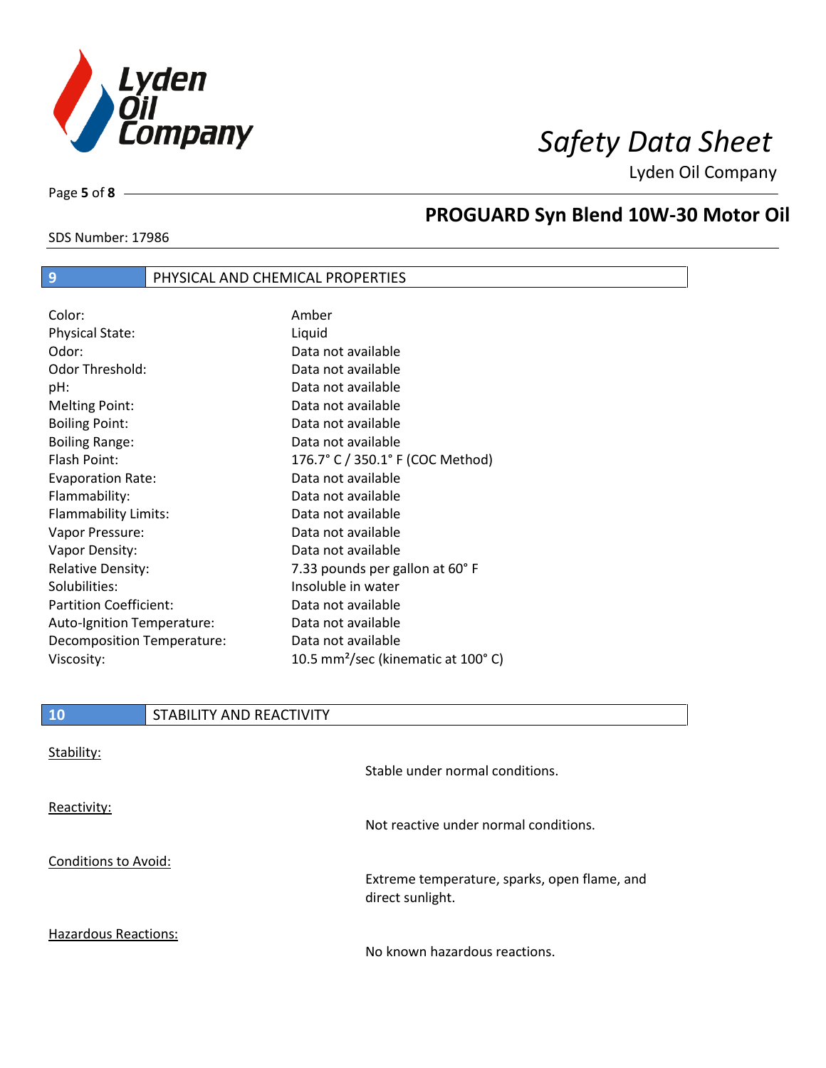## 9 PHYSICAL AND CHEMICAL PROPERTIES

| | |
|---|---|
| Color: | Amber |
| Physical State: | Liquid |
| Odor: | Data not available |
| Odor Threshold: | Data not available |
| pH: | Data not available |
| Melting Point: | Data not available |
| Boiling Point: | Data not available |
| Boiling Range: | Data not available |
| Flash Point: | 176.7° C / 350.1° F (COC Method) |
| Evaporation Rate: | Data not available |
| Flammability: | Data not available |
| Flammability Limits: | Data not available |
| Vapor Pressure: | Data not available |
| Vapor Density: | Data not available |
| Relative Density: | 7.33 pounds per gallon at 60° F |
| Solubilities: | Insoluble in water |
| Partition Coefficient: | Data not available |
| Auto-Ignition Temperature: | Data not available |
| Decomposition Temperature: | Data not available |
| Viscosity: | 10.5 $mm^2$/sec (kinematic at 100° C) |

## 10 STABILITY AND REACTIVITY

Stability:

Stable under normal conditions.

Reactivity:

Not reactive under normal conditions.

Conditions to Avoid:

Extreme temperature, sparks, open flame, and direct sunlight.

Hazardous Reactions:

No known hazardous reactions.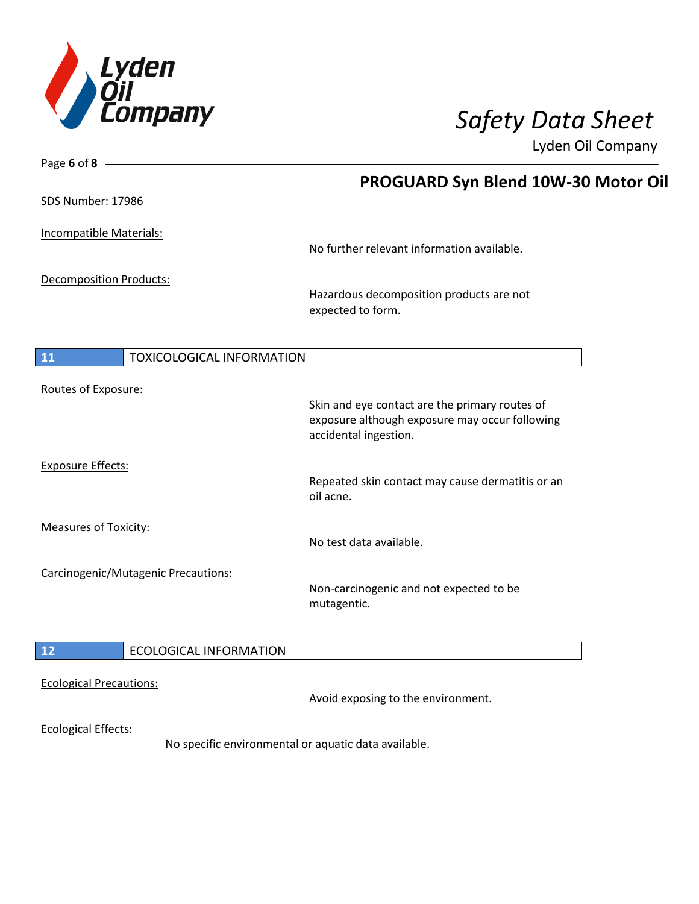Incompatible Materials:

No further relevant information available.

Decomposition Products:

Hazardous decomposition products are not expected to form.

## 11 TOXICOLOGICAL INFORMATION

Routes of Exposure:

Skin and eye contact are the primary routes of exposure although exposure may occur following accidental ingestion.

Exposure Effects:

Repeated skin contact may cause dermatitis or an oil acne.

Measures of Toxicity:

No test data available.

Carcinogenic/Mutagenic Precautions:

Non-carcinogenic and not expected to be mutagentic.

## 12 ECOLOGICAL INFORMATION

Ecological Precautions:

Avoid exposing to the environment.

Ecological Effects:

No specific environmental or aquatic data available.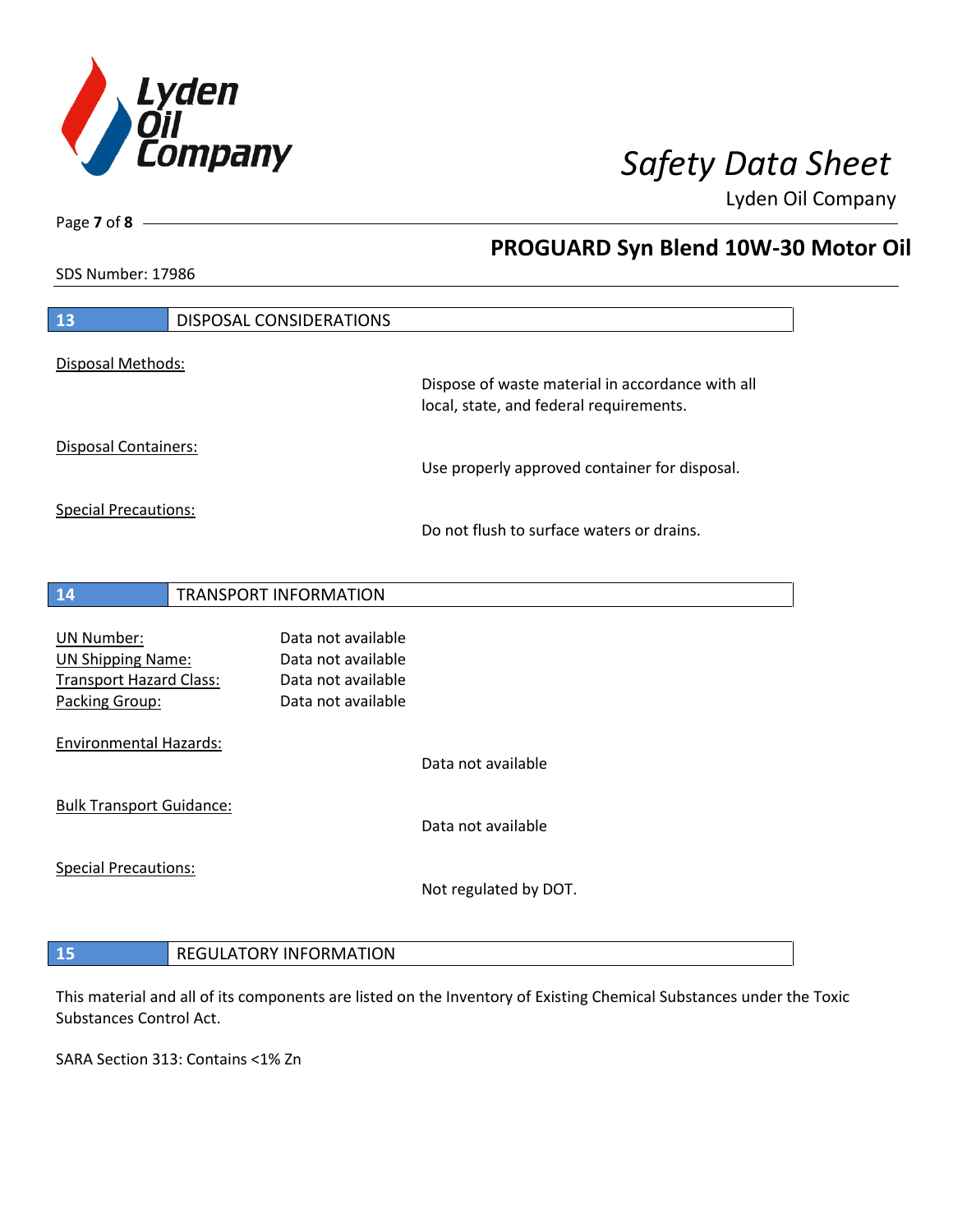## 13 DISPOSAL CONSIDERATIONS

Disposal Methods:

Dispose of waste material in accordance with all local, state, and federal requirements.

Disposal Containers:

Use properly approved container for disposal.

Special Precautions:

Do not flush to surface waters or drains.

## 14 TRANSPORT INFORMATION

| | |
|---|---|
| UN Number: | Data not available |
| UN Shipping Name: | Data not available |
| Transport Hazard Class: | Data not available |
| Packing Group: | Data not available |

Environmental Hazards:

Data not available

Bulk Transport Guidance:

Data not available

Special Precautions:

Not regulated by DOT.

## 15 REGULATORY INFORMATION

This material and all of its components are listed on the Inventory of Existing Chemical Substances under the Toxic Substances Control Act.

SARA Section 313: Contains <1% Zn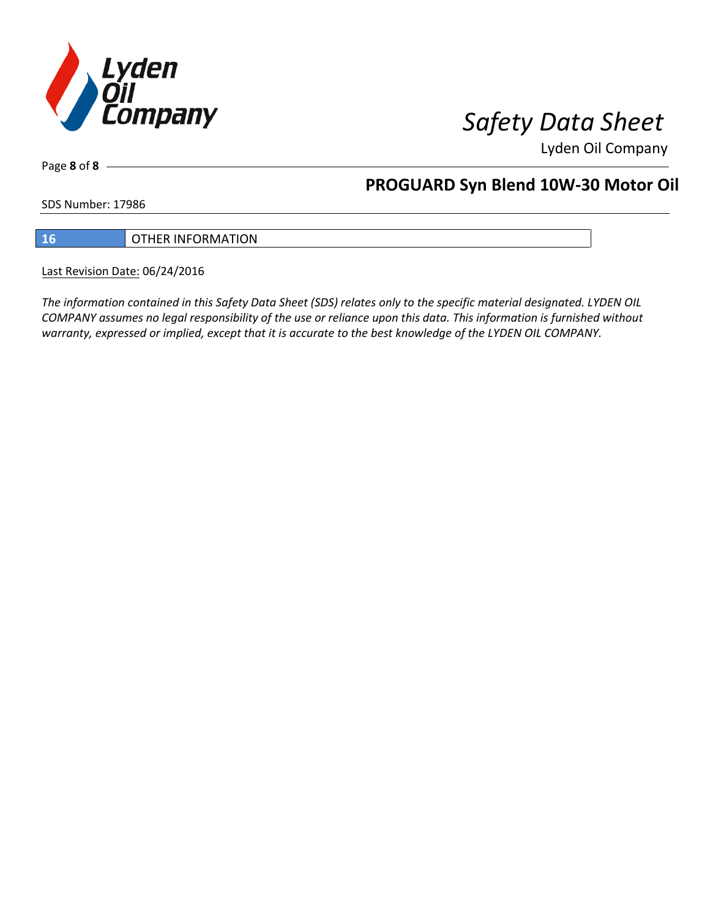## 16 OTHER INFORMATION

Last Revision Date: 06/24/2016

*The information contained in this Safety Data Sheet (SDS) relates only to the specific material designated. LYDEN OIL COMPANY assumes no legal responsibility of the use or reliance upon this data. This information is furnished without warranty, expressed or implied, except that it is accurate to the best knowledge of the LYDEN OIL COMPANY.*